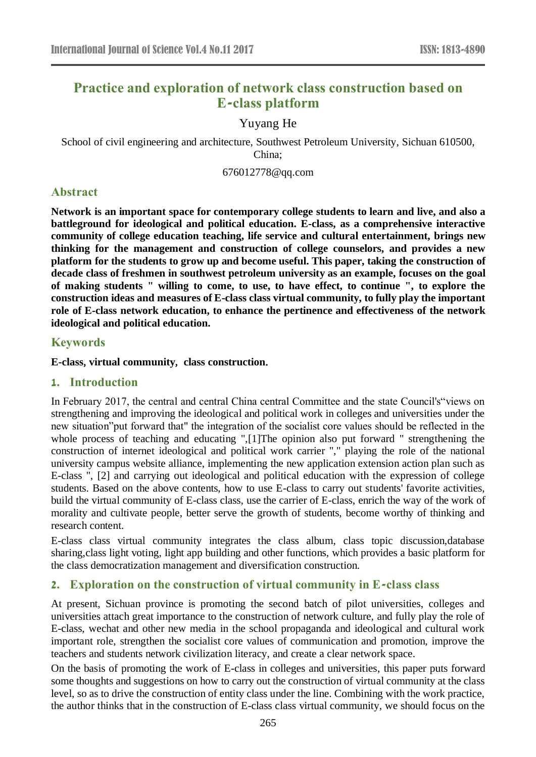# Practice and exploration of network class construction based on E-class platform

Yuyang He

School of civil engineering and architecture, Southwest Petroleum University, Sichuan 610500, China;

676012778@qq.com

## Abstract

**Network is an important space for contemporary college students to learn and live, and also a battleground for ideological and political education. E-class, as a comprehensive interactive community of college education teaching, life service and cultural entertainment, brings new thinking for the management and construction of college counselors, and provides a new platform for the students to grow up and become useful. This paper, taking the construction of decade class of freshmen in southwest petroleum university as an example, focuses on the goal of making students " willing to come, to use, to have effect, to continue ", to explore the construction ideas and measures of E-class class virtual community, to fully play the important role of E-class network education, to enhance the pertinence and effectiveness of the network ideological and political education.**

## Keywords

**E-class, virtual community, class construction.**

## 1. Introduction

In February 2017, the central and central China central Committee and the state Council's"views on strengthening and improving the ideological and political work in colleges and universities under the new situation"put forward that" the integration of the socialist core values should be reflected in the whole process of teaching and educating ",[1]The opinion also put forward " strengthening the construction of internet ideological and political work carrier "," playing the role of the national university campus website alliance, implementing the new application extension action plan such as E-class ", [2] and carrying out ideological and political education with the expression of college students. Based on the above contents, how to use E-class to carry out students' favorite activities, build the virtual community of E-class class, use the carrier of E-class, enrich the way of the work of morality and cultivate people, better serve the growth of students, become worthy of thinking and research content.

E-class class virtual community integrates the class album, class topic discussion,database sharing,class light voting, light app building and other functions, which provides a basic platform for the class democratization management and diversification construction.

## 2. Exploration on the construction of virtual community in E-class class

At present, Sichuan province is promoting the second batch of pilot universities, colleges and universities attach great importance to the construction of network culture, and fully play the role of E-class, wechat and other new media in the school propaganda and ideological and cultural work important role, strengthen the socialist core values of communication and promotion, improve the teachers and students network civilization literacy, and create a clear network space.

On the basis of promoting the work of E-class in colleges and universities, this paper puts forward some thoughts and suggestions on how to carry out the construction of virtual community at the class level, so as to drive the construction of entity class under the line. Combining with the work practice, the author thinks that in the construction of E-class class virtual community, we should focus on the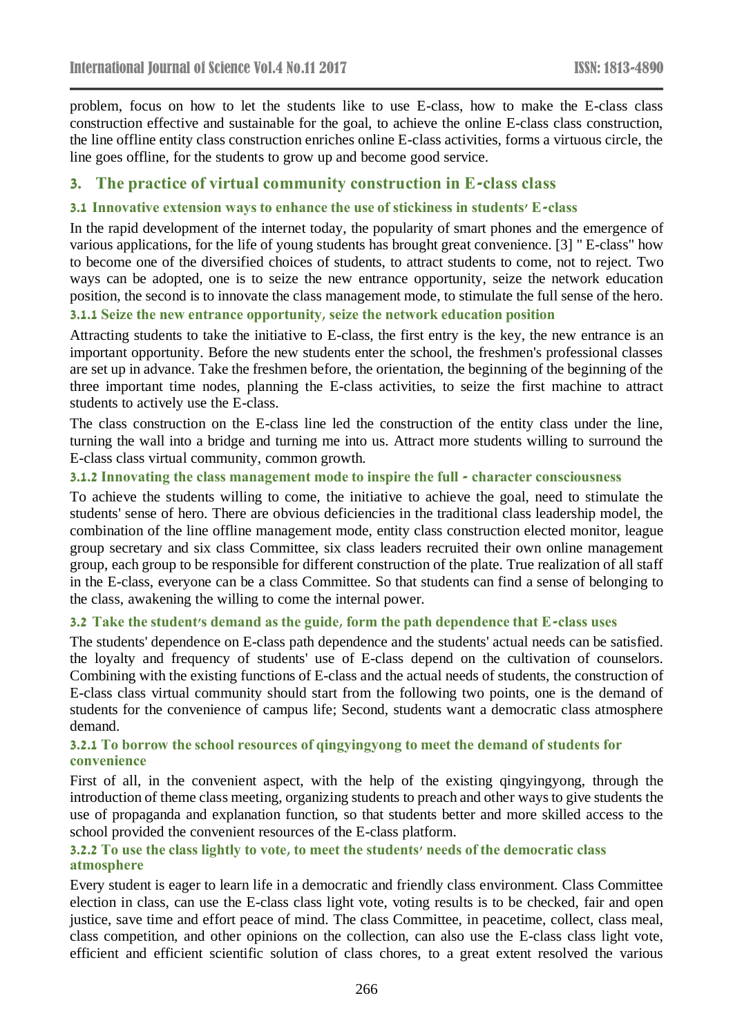problem, focus on how to let the students like to use E-class, how to make the E-class class construction effective and sustainable for the goal, to achieve the online E-class class construction, the line offline entity class construction enriches online E-class activities, forms a virtuous circle, the line goes offline, for the students to grow up and become good service.

## 3. The practice of virtual community construction in E-class class

### 3.1 Innovative extension ways to enhance the use of stickiness in students' E-class

In the rapid development of the internet today, the popularity of smart phones and the emergence of various applications, for the life of young students has brought great convenience. [3] " E-class" how to become one of the diversified choices of students, to attract students to come, not to reject. Two ways can be adopted, one is to seize the new entrance opportunity, seize the network education position, the second is to innovate the class management mode, to stimulate the full sense of the hero.

#### 3.1.1 Seize the new entrance opportunity, seize the network education position

Attracting students to take the initiative to E-class, the first entry is the key, the new entrance is an important opportunity. Before the new students enter the school, the freshmen's professional classes are set up in advance. Take the freshmen before, the orientation, the beginning of the beginning of the three important time nodes, planning the E-class activities, to seize the first machine to attract students to actively use the E-class.

The class construction on the E-class line led the construction of the entity class under the line, turning the wall into a bridge and turning me into us. Attract more students willing to surround the E-class class virtual community, common growth.

#### 3.1.2 Innovating the class management mode to inspire the full - character consciousness

To achieve the students willing to come, the initiative to achieve the goal, need to stimulate the students' sense of hero. There are obvious deficiencies in the traditional class leadership model, the combination of the line offline management mode, entity class construction elected monitor, league group secretary and six class Committee, six class leaders recruited their own online management group, each group to be responsible for different construction of the plate. True realization of all staff in the E-class, everyone can be a class Committee. So that students can find a sense of belonging to the class, awakening the willing to come the internal power.

### 3.2 Take the student's demand as the guide, form the path dependence that E-class uses

The students' dependence on E-class path dependence and the students' actual needs can be satisfied. the loyalty and frequency of students' use of E-class depend on the cultivation of counselors. Combining with the existing functions of E-class and the actual needs of students, the construction of E-class class virtual community should start from the following two points, one is the demand of students for the convenience of campus life; Second, students want a democratic class atmosphere demand.

#### 3.2.1 To borrow the school resources of qingyingyong to meet the demand of students for convenience

First of all, in the convenient aspect, with the help of the existing qingyingyong, through the introduction of theme class meeting, organizing students to preach and other ways to give students the use of propaganda and explanation function, so that students better and more skilled access to the school provided the convenient resources of the E-class platform.

#### 3.2.2 To use the class lightly to vote, to meet the students' needs of the democratic class atmosphere

Every student is eager to learn life in a democratic and friendly class environment. Class Committee election in class, can use the E-class class light vote, voting results is to be checked, fair and open justice, save time and effort peace of mind. The class Committee, in peacetime, collect, class meal, class competition, and other opinions on the collection, can also use the E-class class light vote, efficient and efficient scientific solution of class chores, to a great extent resolved the various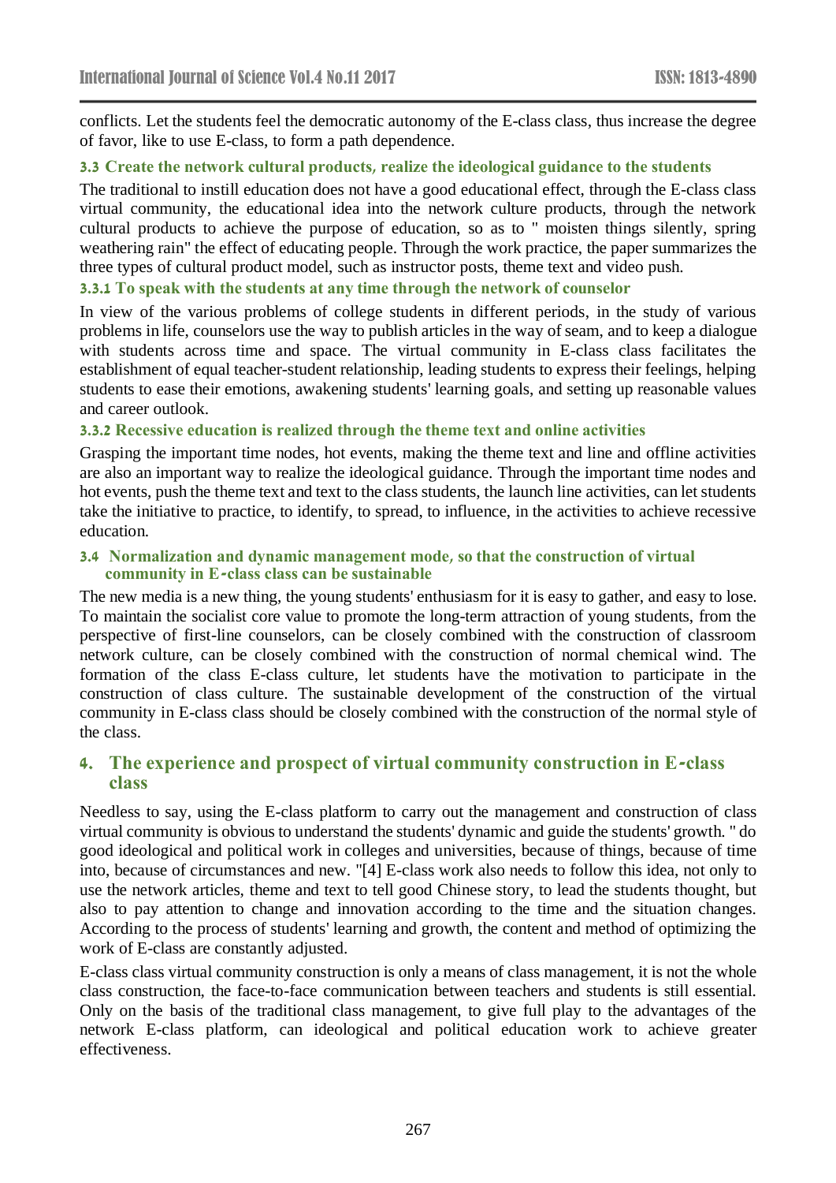conflicts. Let the students feel the democratic autonomy of the E-class class, thus increase the degree of favor, like to use E-class, to form a path dependence.

### 3.3 Create the network cultural products, realize the ideological guidance to the students

The traditional to instill education does not have a good educational effect, through the E-class class virtual community, the educational idea into the network culture products, through the network cultural products to achieve the purpose of education, so as to " moisten things silently, spring weathering rain" the effect of educating people. Through the work practice, the paper summarizes the three types of cultural product model, such as instructor posts, theme text and video push.

#### 3.3.1 To speak with the students at any time through the network of counselor

In view of the various problems of college students in different periods, in the study of various problems in life, counselors use the way to publish articles in the way of seam, and to keep a dialogue with students across time and space. The virtual community in E-class class facilitates the establishment of equal teacher-student relationship, leading students to express their feelings, helping students to ease their emotions, awakening students' learning goals, and setting up reasonable values and career outlook.

#### 3.3.2 Recessive education is realized through the theme text and online activities

Grasping the important time nodes, hot events, making the theme text and line and offline activities are also an important way to realize the ideological guidance. Through the important time nodes and hot events, push the theme text and text to the class students, the launch line activities, can let students take the initiative to practice, to identify, to spread, to influence, in the activities to achieve recessive education.

### 3.4 Normalization and dynamic management mode, so that the construction of virtual community in E-class class can be sustainable

The new media is a new thing, the young students' enthusiasm for it is easy to gather, and easy to lose. To maintain the socialist core value to promote the long-term attraction of young students, from the perspective of first-line counselors, can be closely combined with the construction of classroom network culture, can be closely combined with the construction of normal chemical wind. The formation of the class E-class culture, let students have the motivation to participate in the construction of class culture. The sustainable development of the construction of the virtual community in E-class class should be closely combined with the construction of the normal style of the class.

## 4. The experience and prospect of virtual community construction in E-class class

Needless to say, using the E-class platform to carry out the management and construction of class virtual community is obvious to understand the students' dynamic and guide the students' growth. " do good ideological and political work in colleges and universities, because of things, because of time into, because of circumstances and new. "[4] E-class work also needs to follow this idea, not only to use the network articles, theme and text to tell good Chinese story, to lead the students thought, but also to pay attention to change and innovation according to the time and the situation changes. According to the process of students' learning and growth, the content and method of optimizing the work of E-class are constantly adjusted.

E-class class virtual community construction is only a means of class management, it is not the whole class construction, the face-to-face communication between teachers and students is still essential. Only on the basis of the traditional class management, to give full play to the advantages of the network E-class platform, can ideological and political education work to achieve greater effectiveness.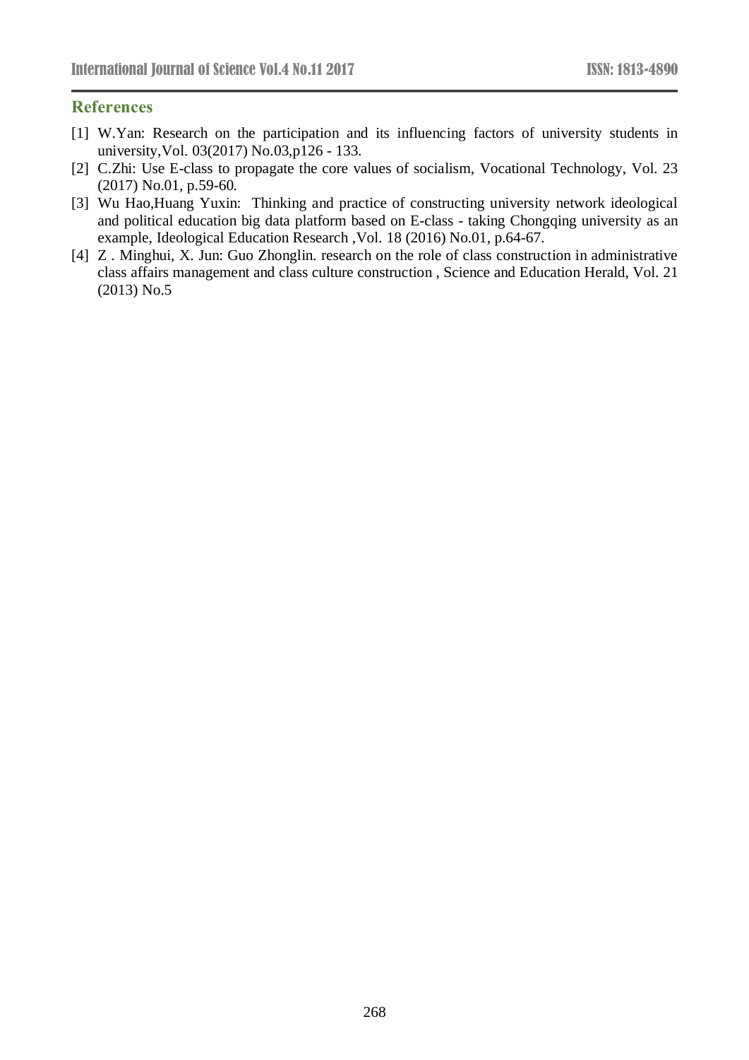## References

[1] W.Yan: Research on the participation and its influencing factors of university students in university,Vol. 03(2017) No.03,p126 - 133.

[2] C.Zhi: Use E-class to propagate the core values of socialism, Vocational Technology, Vol. 23 (2017) No.01, p.59-60.

[3] Wu Hao,Huang Yuxin: Thinking and practice of constructing university network ideological and political education big data platform based on E-class - taking Chongqing university as an example, Ideological Education Research ,Vol. 18 (2016) No.01, p.64-67.

[4] Z . Minghui, X. Jun: Guo Zhonglin. research on the role of class construction in administrative class affairs management and class culture construction , Science and Education Herald, Vol. 21 (2013) No.5